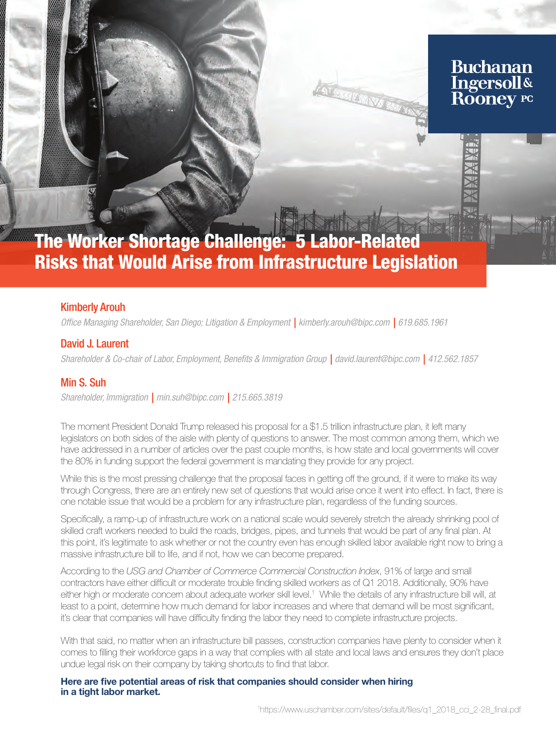Buchanan Ingersoll & Rooney PC

# The Worker Shortage Challenge: 5 Labor-Related Risks that Would Arise from Infrastructure Legislation

**Kimberly Arouh**

*Office Managing Shareholder, San Diego; Litigation & Employment | kimberly.arouh@bipc.com | 619.685.1961*

**David J. Laurent**

*Shareholder & Co-chair of Labor, Employment, Benefits & Immigration Group | david.laurent@bipc.com | 412.562.1857*

**Min S. Suh**

*Shareholder, Immigration | min.suh@bipc.com | 215.665.3819*

The moment President Donald Trump released his proposal for a $1.5 trillion infrastructure plan, it left many legislators on both sides of the aisle with plenty of questions to answer. The most common among them, which we have addressed in a number of articles over the past couple months, is how state and local governments will cover the 80% in funding support the federal government is mandating they provide for any project.

While this is the most pressing challenge that the proposal faces in getting off the ground, if it were to make its way through Congress, there are an entirely new set of questions that would arise once it went into effect. In fact, there is one notable issue that would be a problem for any infrastructure plan, regardless of the funding sources.

Specifically, a ramp-up of infrastructure work on a national scale would severely stretch the already shrinking pool of skilled craft workers needed to build the roads, bridges, pipes, and tunnels that would be part of any final plan. At this point, it's legitimate to ask whether or not the country even has enough skilled labor available right now to bring a massive infrastructure bill to life, and if not, how we can become prepared.

According to the *USG and Chamber of Commerce Commercial Construction Index*, 91% of large and small contractors have either difficult or moderate trouble finding skilled workers as of Q1 2018. Additionally, 90% have either high or moderate concern about adequate worker skill level.[1] While the details of any infrastructure bill will, at least to a point, determine how much demand for labor increases and where that demand will be most significant, it's clear that companies will have difficulty finding the labor they need to complete infrastructure projects.

With that said, no matter when an infrastructure bill passes, construction companies have plenty to consider when it comes to filling their workforce gaps in a way that complies with all state and local laws and ensures they don't place undue legal risk on their company by taking shortcuts to find that labor.

**Here are five potential areas of risk that companies should consider when hiring in a tight labor market.**

[1]https://www.uschamber.com/sites/default/files/q1_2018_cci_2-28_final.pdf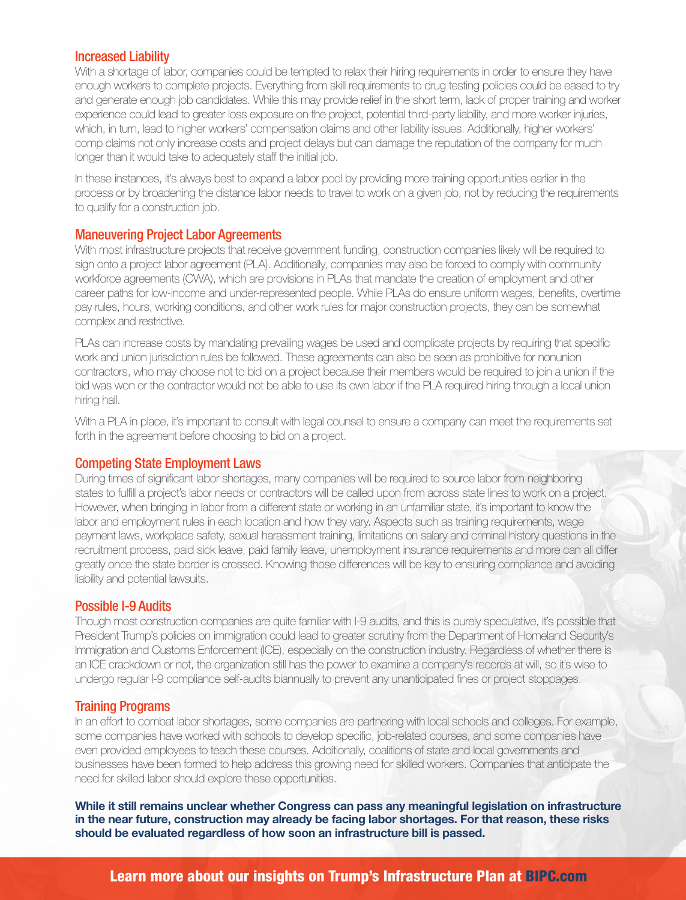## Increased Liability

With a shortage of labor, companies could be tempted to relax their hiring requirements in order to ensure they have enough workers to complete projects. Everything from skill requirements to drug testing policies could be eased to try and generate enough job candidates. While this may provide relief in the short term, lack of proper training and worker experience could lead to greater loss exposure on the project, potential third-party liability, and more worker injuries, which, in turn, lead to higher workers' compensation claims and other liability issues. Additionally, higher workers' comp claims not only increase costs and project delays but can damage the reputation of the company for much longer than it would take to adequately staff the initial job.

In these instances, it's always best to expand a labor pool by providing more training opportunities earlier in the process or by broadening the distance labor needs to travel to work on a given job, not by reducing the requirements to qualify for a construction job.

## Maneuvering Project Labor Agreements

With most infrastructure projects that receive government funding, construction companies likely will be required to sign onto a project labor agreement (PLA). Additionally, companies may also be forced to comply with community workforce agreements (CWA), which are provisions in PLAs that mandate the creation of employment and other career paths for low-income and under-represented people. While PLAs do ensure uniform wages, benefits, overtime pay rules, hours, working conditions, and other work rules for major construction projects, they can be somewhat complex and restrictive.

PLAs can increase costs by mandating prevailing wages be used and complicate projects by requiring that specific work and union jurisdiction rules be followed. These agreements can also be seen as prohibitive for nonunion contractors, who may choose not to bid on a project because their members would be required to join a union if the bid was won or the contractor would not be able to use its own labor if the PLA required hiring through a local union hiring hall.

With a PLA in place, it's important to consult with legal counsel to ensure a company can meet the requirements set forth in the agreement before choosing to bid on a project.

## Competing State Employment Laws

During times of significant labor shortages, many companies will be required to source labor from neighboring states to fulfill a project's labor needs or contractors will be called upon from across state lines to work on a project. However, when bringing in labor from a different state or working in an unfamiliar state, it's important to know the labor and employment rules in each location and how they vary. Aspects such as training requirements, wage payment laws, workplace safety, sexual harassment training, limitations on salary and criminal history questions in the recruitment process, paid sick leave, paid family leave, unemployment insurance requirements and more can all differ greatly once the state border is crossed. Knowing those differences will be key to ensuring compliance and avoiding liability and potential lawsuits.

## Possible I-9 Audits

Though most construction companies are quite familiar with I-9 audits, and this is purely speculative, it's possible that President Trump's policies on immigration could lead to greater scrutiny from the Department of Homeland Security's Immigration and Customs Enforcement (ICE), especially on the construction industry. Regardless of whether there is an ICE crackdown or not, the organization still has the power to examine a company's records at will, so it's wise to undergo regular I-9 compliance self-audits biannually to prevent any unanticipated fines or project stoppages.

## Training Programs

In an effort to combat labor shortages, some companies are partnering with local schools and colleges. For example, some companies have worked with schools to develop specific, job-related courses, and some companies have even provided employees to teach these courses. Additionally, coalitions of state and local governments and businesses have been formed to help address this growing need for skilled workers. Companies that anticipate the need for skilled labor should explore these opportunities.

**While it still remains unclear whether Congress can pass any meaningful legislation on infrastructure in the near future, construction may already be facing labor shortages. For that reason, these risks should be evaluated regardless of how soon an infrastructure bill is passed.**

**Learn more about our insights on Trump's Infrastructure Plan at BIPC.com**